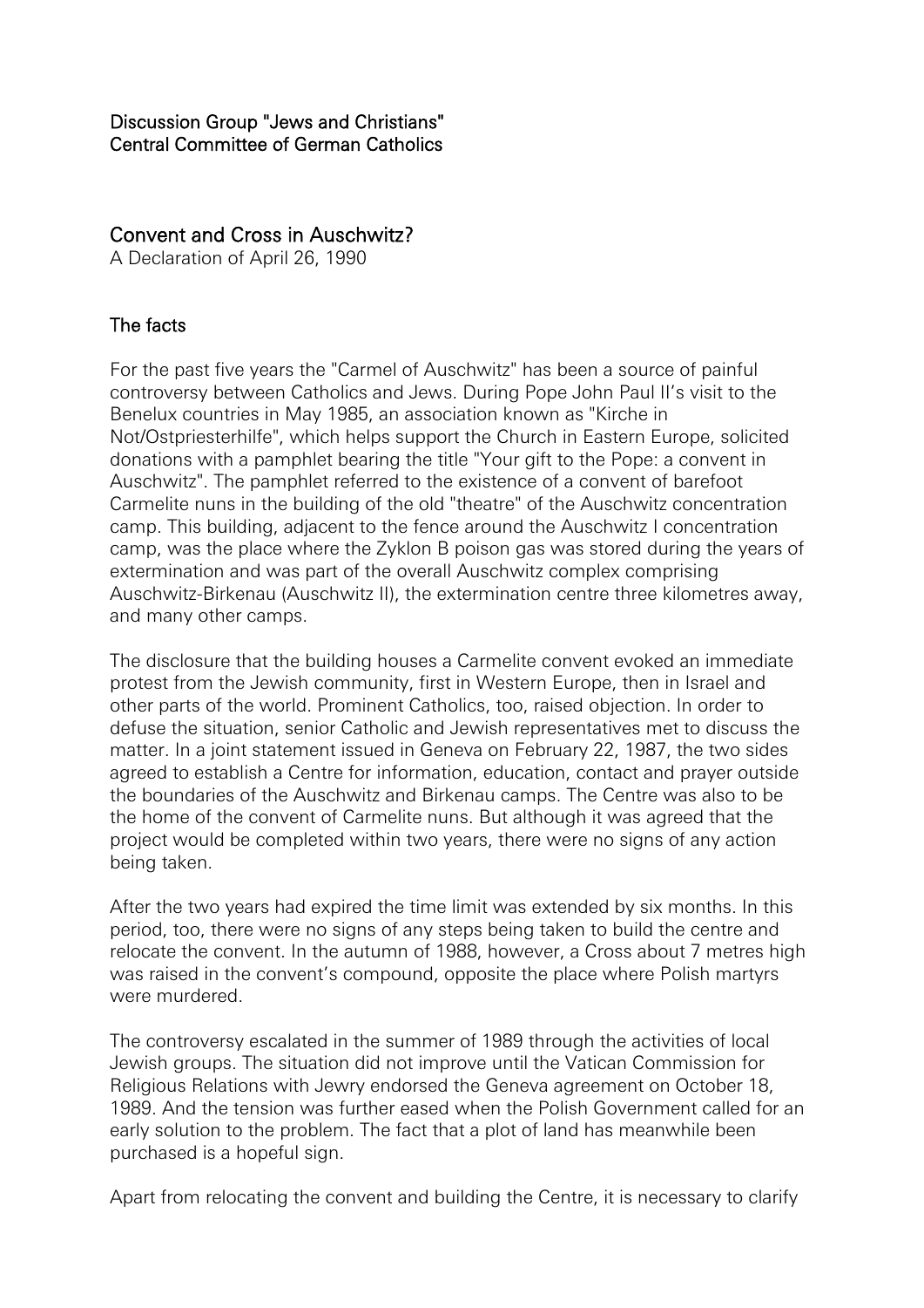Discussion Group "Jews and Christians"
Central Committee of German Catholics

# Convent and Cross in Auschwitz?

A Declaration of April 26, 1990

## The facts

For the past five years the "Carmel of Auschwitz" has been a source of painful controversy between Catholics and Jews. During Pope John Paul II's visit to the Benelux countries in May 1985, an association known as "Kirche in Not/Ostpriesterhilfe", which helps support the Church in Eastern Europe, solicited donations with a pamphlet bearing the title "Your gift to the Pope: a convent in Auschwitz". The pamphlet referred to the existence of a convent of barefoot Carmelite nuns in the building of the old "theatre" of the Auschwitz concentration camp. This building, adjacent to the fence around the Auschwitz I concentration camp, was the place where the Zyklon B poison gas was stored during the years of extermination and was part of the overall Auschwitz complex comprising Auschwitz-Birkenau (Auschwitz II), the extermination centre three kilometres away, and many other camps.

The disclosure that the building houses a Carmelite convent evoked an immediate protest from the Jewish community, first in Western Europe, then in Israel and other parts of the world. Prominent Catholics, too, raised objection. In order to defuse the situation, senior Catholic and Jewish representatives met to discuss the matter. In a joint statement issued in Geneva on February 22, 1987, the two sides agreed to establish a Centre for information, education, contact and prayer outside the boundaries of the Auschwitz and Birkenau camps. The Centre was also to be the home of the convent of Carmelite nuns. But although it was agreed that the project would be completed within two years, there were no signs of any action being taken.

After the two years had expired the time limit was extended by six months. In this period, too, there were no signs of any steps being taken to build the centre and relocate the convent. In the autumn of 1988, however, a Cross about 7 metres high was raised in the convent's compound, opposite the place where Polish martyrs were murdered.

The controversy escalated in the summer of 1989 through the activities of local Jewish groups. The situation did not improve until the Vatican Commission for Religious Relations with Jewry endorsed the Geneva agreement on October 18, 1989. And the tension was further eased when the Polish Government called for an early solution to the problem. The fact that a plot of land has meanwhile been purchased is a hopeful sign.

Apart from relocating the convent and building the Centre, it is necessary to clarify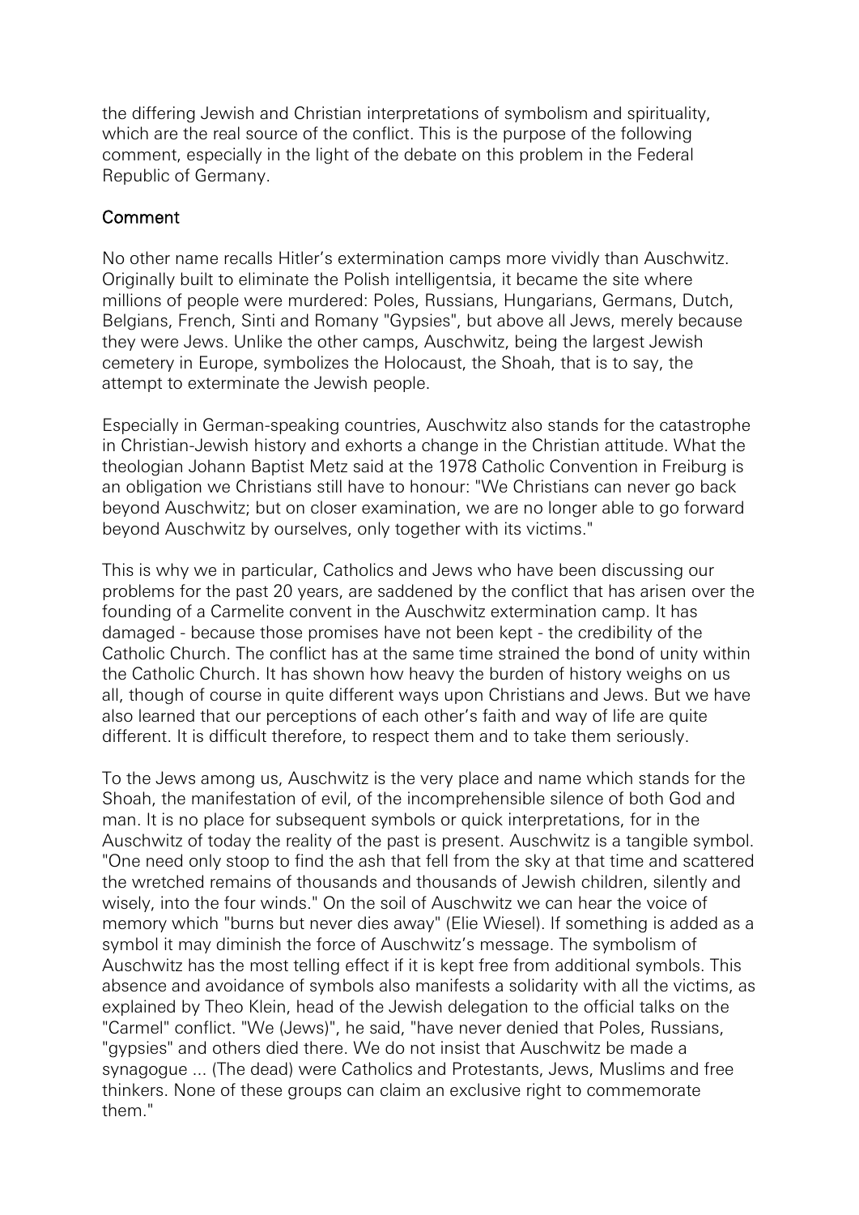the differing Jewish and Christian interpretations of symbolism and spirituality, which are the real source of the conflict. This is the purpose of the following comment, especially in the light of the debate on this problem in the Federal Republic of Germany.

## Comment

No other name recalls Hitler's extermination camps more vividly than Auschwitz. Originally built to eliminate the Polish intelligentsia, it became the site where millions of people were murdered: Poles, Russians, Hungarians, Germans, Dutch, Belgians, French, Sinti and Romany "Gypsies", but above all Jews, merely because they were Jews. Unlike the other camps, Auschwitz, being the largest Jewish cemetery in Europe, symbolizes the Holocaust, the Shoah, that is to say, the attempt to exterminate the Jewish people.

Especially in German-speaking countries, Auschwitz also stands for the catastrophe in Christian-Jewish history and exhorts a change in the Christian attitude. What the theologian Johann Baptist Metz said at the 1978 Catholic Convention in Freiburg is an obligation we Christians still have to honour: "We Christians can never go back beyond Auschwitz; but on closer examination, we are no longer able to go forward beyond Auschwitz by ourselves, only together with its victims."

This is why we in particular, Catholics and Jews who have been discussing our problems for the past 20 years, are saddened by the conflict that has arisen over the founding of a Carmelite convent in the Auschwitz extermination camp. It has damaged - because those promises have not been kept - the credibility of the Catholic Church. The conflict has at the same time strained the bond of unity within the Catholic Church. It has shown how heavy the burden of history weighs on us all, though of course in quite different ways upon Christians and Jews. But we have also learned that our perceptions of each other's faith and way of life are quite different. It is difficult therefore, to respect them and to take them seriously.

To the Jews among us, Auschwitz is the very place and name which stands for the Shoah, the manifestation of evil, of the incomprehensible silence of both God and man. It is no place for subsequent symbols or quick interpretations, for in the Auschwitz of today the reality of the past is present. Auschwitz is a tangible symbol. "One need only stoop to find the ash that fell from the sky at that time and scattered the wretched remains of thousands and thousands of Jewish children, silently and wisely, into the four winds." On the soil of Auschwitz we can hear the voice of memory which "burns but never dies away" (Elie Wiesel). If something is added as a symbol it may diminish the force of Auschwitz's message. The symbolism of Auschwitz has the most telling effect if it is kept free from additional symbols. This absence and avoidance of symbols also manifests a solidarity with all the victims, as explained by Theo Klein, head of the Jewish delegation to the official talks on the "Carmel" conflict. "We (Jews)", he said, "have never denied that Poles, Russians, "gypsies" and others died there. We do not insist that Auschwitz be made a synagogue ... (The dead) were Catholics and Protestants, Jews, Muslims and free thinkers. None of these groups can claim an exclusive right to commemorate them."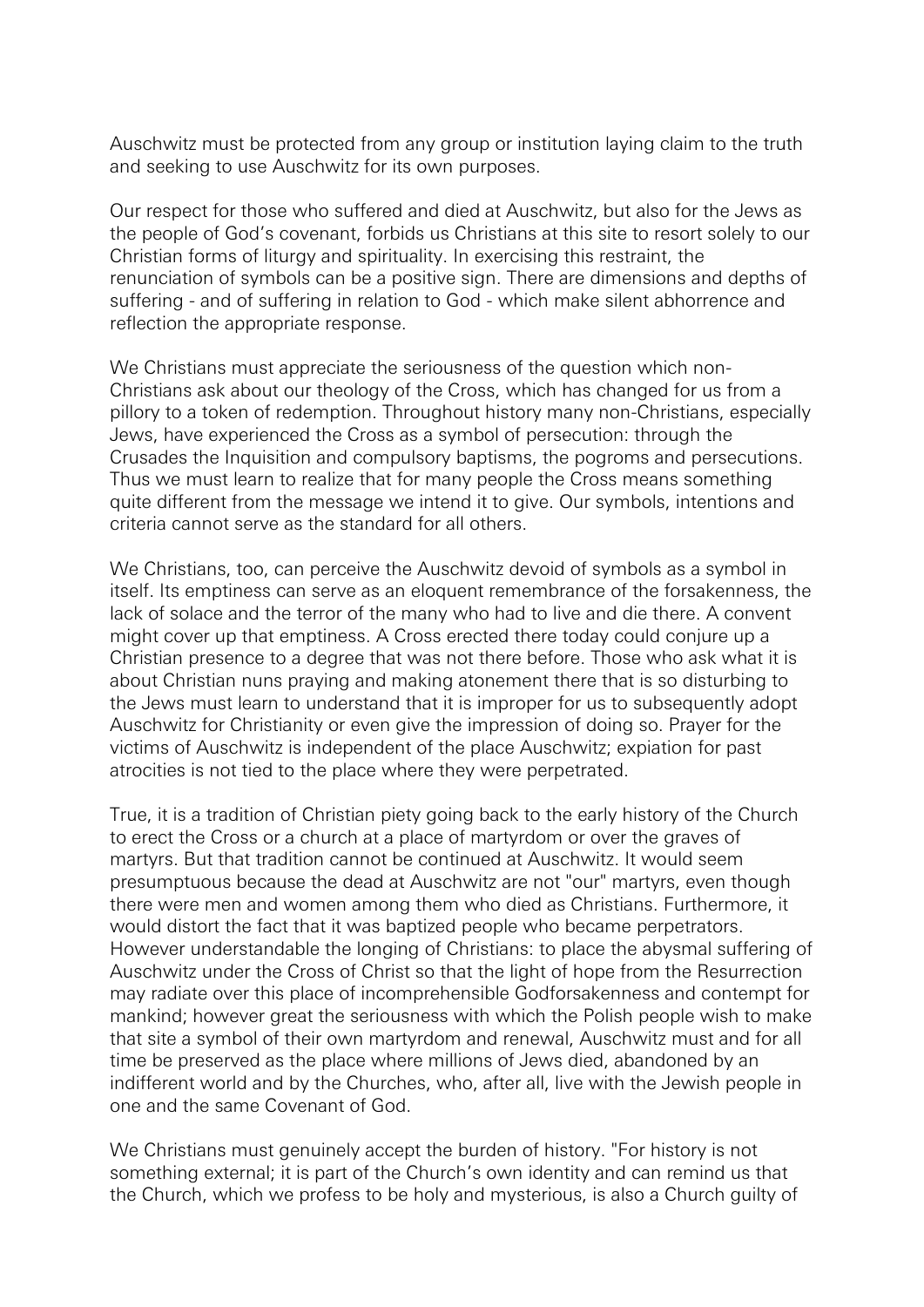Auschwitz must be protected from any group or institution laying claim to the truth and seeking to use Auschwitz for its own purposes.

Our respect for those who suffered and died at Auschwitz, but also for the Jews as the people of God's covenant, forbids us Christians at this site to resort solely to our Christian forms of liturgy and spirituality. In exercising this restraint, the renunciation of symbols can be a positive sign. There are dimensions and depths of suffering - and of suffering in relation to God - which make silent abhorrence and reflection the appropriate response.

We Christians must appreciate the seriousness of the question which non-Christians ask about our theology of the Cross, which has changed for us from a pillory to a token of redemption. Throughout history many non-Christians, especially Jews, have experienced the Cross as a symbol of persecution: through the Crusades the Inquisition and compulsory baptisms, the pogroms and persecutions. Thus we must learn to realize that for many people the Cross means something quite different from the message we intend it to give. Our symbols, intentions and criteria cannot serve as the standard for all others.

We Christians, too, can perceive the Auschwitz devoid of symbols as a symbol in itself. Its emptiness can serve as an eloquent remembrance of the forsakenness, the lack of solace and the terror of the many who had to live and die there. A convent might cover up that emptiness. A Cross erected there today could conjure up a Christian presence to a degree that was not there before. Those who ask what it is about Christian nuns praying and making atonement there that is so disturbing to the Jews must learn to understand that it is improper for us to subsequently adopt Auschwitz for Christianity or even give the impression of doing so. Prayer for the victims of Auschwitz is independent of the place Auschwitz; expiation for past atrocities is not tied to the place where they were perpetrated.

True, it is a tradition of Christian piety going back to the early history of the Church to erect the Cross or a church at a place of martyrdom or over the graves of martyrs. But that tradition cannot be continued at Auschwitz. It would seem presumptuous because the dead at Auschwitz are not "our" martyrs, even though there were men and women among them who died as Christians. Furthermore, it would distort the fact that it was baptized people who became perpetrators. However understandable the longing of Christians: to place the abysmal suffering of Auschwitz under the Cross of Christ so that the light of hope from the Resurrection may radiate over this place of incomprehensible Godforsakenness and contempt for mankind; however great the seriousness with which the Polish people wish to make that site a symbol of their own martyrdom and renewal, Auschwitz must and for all time be preserved as the place where millions of Jews died, abandoned by an indifferent world and by the Churches, who, after all, live with the Jewish people in one and the same Covenant of God.

We Christians must genuinely accept the burden of history. "For history is not something external; it is part of the Church's own identity and can remind us that the Church, which we profess to be holy and mysterious, is also a Church guilty of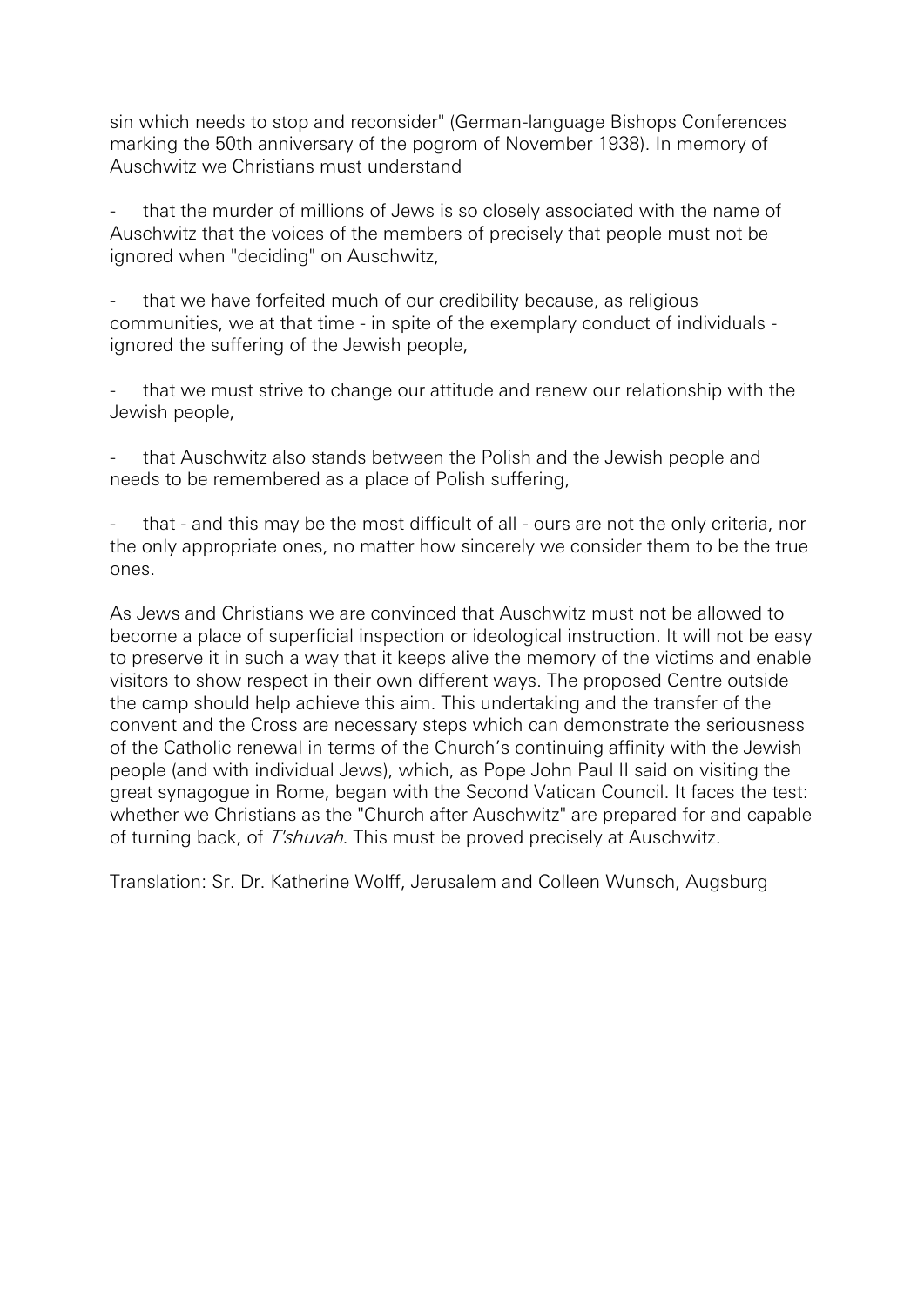sin which needs to stop and reconsider" (German-language Bishops Conferences marking the 50th anniversary of the pogrom of November 1938). In memory of Auschwitz we Christians must understand

- that the murder of millions of Jews is so closely associated with the name of Auschwitz that the voices of the members of precisely that people must not be ignored when "deciding" on Auschwitz,

- that we have forfeited much of our credibility because, as religious communities, we at that time - in spite of the exemplary conduct of individuals - ignored the suffering of the Jewish people,

- that we must strive to change our attitude and renew our relationship with the Jewish people,

- that Auschwitz also stands between the Polish and the Jewish people and needs to be remembered as a place of Polish suffering,

- that - and this may be the most difficult of all - ours are not the only criteria, nor the only appropriate ones, no matter how sincerely we consider them to be the true ones.

As Jews and Christians we are convinced that Auschwitz must not be allowed to become a place of superficial inspection or ideological instruction. It will not be easy to preserve it in such a way that it keeps alive the memory of the victims and enable visitors to show respect in their own different ways. The proposed Centre outside the camp should help achieve this aim. This undertaking and the transfer of the convent and the Cross are necessary steps which can demonstrate the seriousness of the Catholic renewal in terms of the Church's continuing affinity with the Jewish people (and with individual Jews), which, as Pope John Paul II said on visiting the great synagogue in Rome, began with the Second Vatican Council. It faces the test: whether we Christians as the "Church after Auschwitz" are prepared for and capable of turning back, of *T'shuvah*. This must be proved precisely at Auschwitz.

Translation: Sr. Dr. Katherine Wolff, Jerusalem and Colleen Wunsch, Augsburg